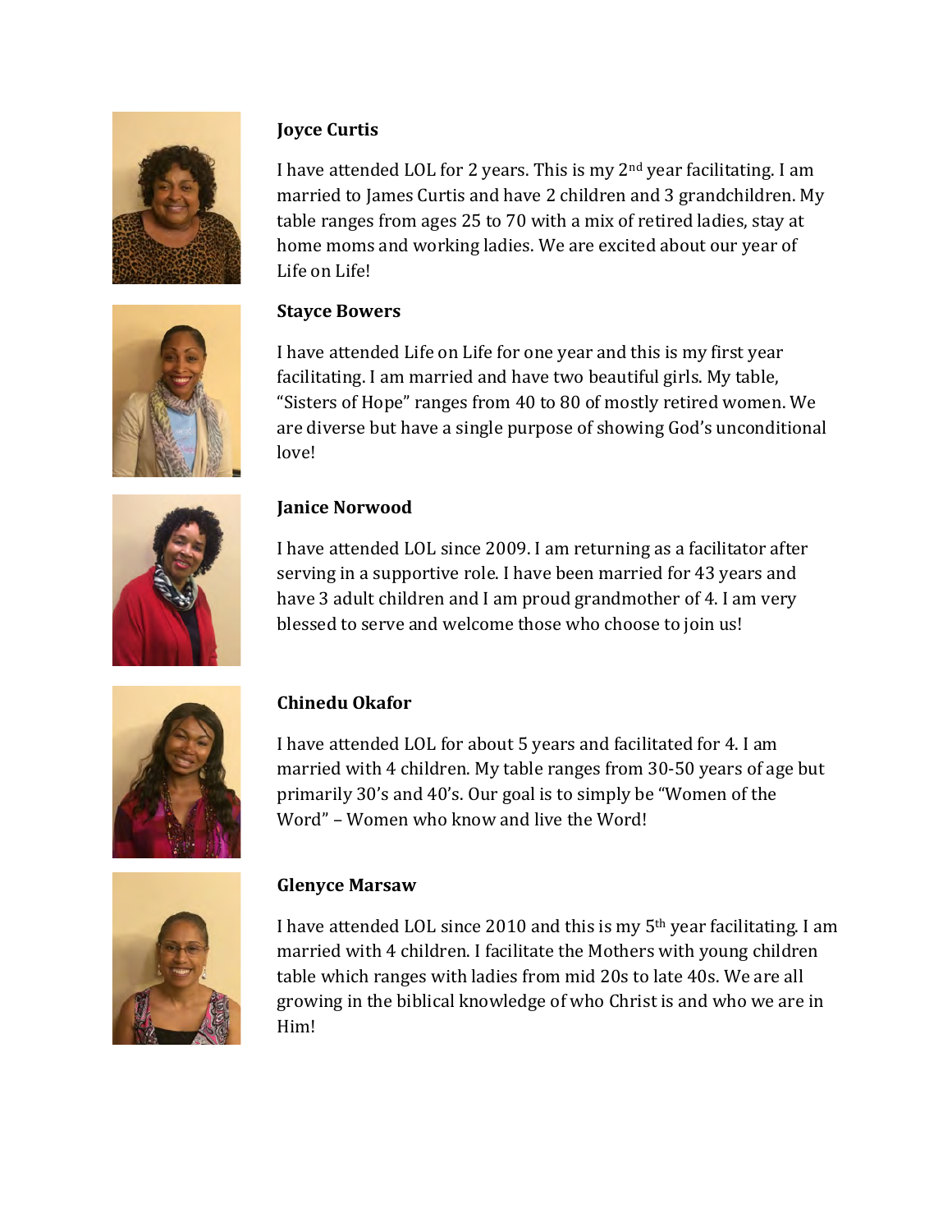**Joyce Curtis**

I have attended LOL for 2 years. This is my 2nd year facilitating. I am married to James Curtis and have 2 children and 3 grandchildren. My table ranges from ages 25 to 70 with a mix of retired ladies, stay at home moms and working ladies. We are excited about our year of Life on Life!

**Stayce Bowers**

I have attended Life on Life for one year and this is my first year facilitating. I am married and have two beautiful girls. My table, "Sisters of Hope" ranges from 40 to 80 of mostly retired women. We are diverse but have a single purpose of showing God's unconditional love!

**Janice Norwood**

I have attended LOL since 2009. I am returning as a facilitator after serving in a supportive role. I have been married for 43 years and have 3 adult children and I am proud grandmother of 4. I am very blessed to serve and welcome those who choose to join us!

**Chinedu Okafor**

I have attended LOL for about 5 years and facilitated for 4. I am married with 4 children. My table ranges from 30-50 years of age but primarily 30's and 40's. Our goal is to simply be "Women of the Word" – Women who know and live the Word!

**Glenyce Marsaw**

I have attended LOL since 2010 and this is my 5th year facilitating. I am married with 4 children. I facilitate the Mothers with young children table which ranges with ladies from mid 20s to late 40s. We are all growing in the biblical knowledge of who Christ is and who we are in Him!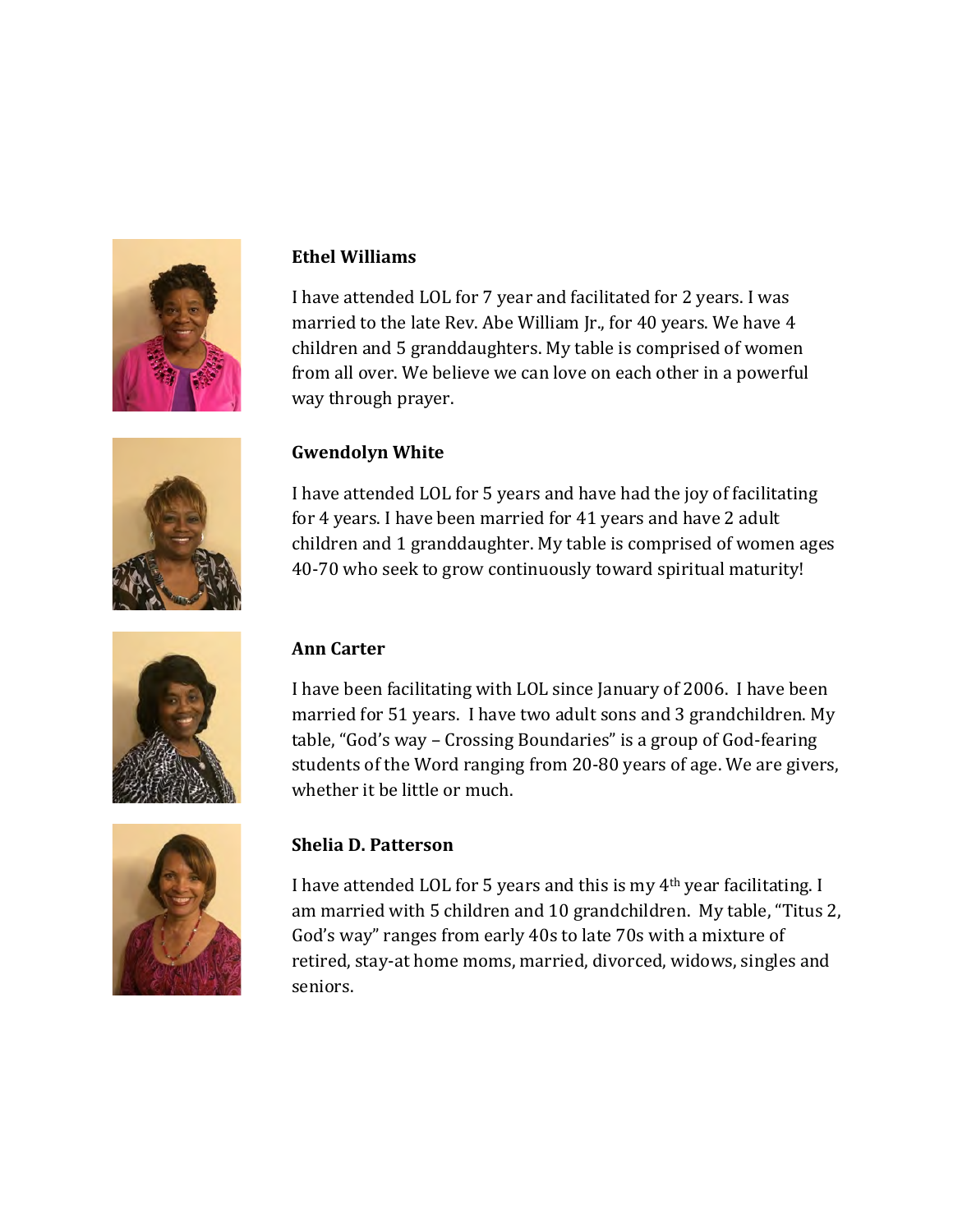**Ethel Williams**

I have attended LOL for 7 year and facilitated for 2 years. I was married to the late Rev. Abe William Jr., for 40 years. We have 4 children and 5 granddaughters. My table is comprised of women from all over. We believe we can love on each other in a powerful way through prayer.

**Gwendolyn White**

I have attended LOL for 5 years and have had the joy of facilitating for 4 years. I have been married for 41 years and have 2 adult children and 1 granddaughter. My table is comprised of women ages 40-70 who seek to grow continuously toward spiritual maturity!

**Ann Carter**

I have been facilitating with LOL since January of 2006. I have been married for 51 years. I have two adult sons and 3 grandchildren. My table, "God's way – Crossing Boundaries" is a group of God-fearing students of the Word ranging from 20-80 years of age. We are givers, whether it be little or much.

**Shelia D. Patterson**

I have attended LOL for 5 years and this is my 4th year facilitating. I am married with 5 children and 10 grandchildren. My table, "Titus 2, God's way" ranges from early 40s to late 70s with a mixture of retired, stay-at home moms, married, divorced, widows, singles and seniors.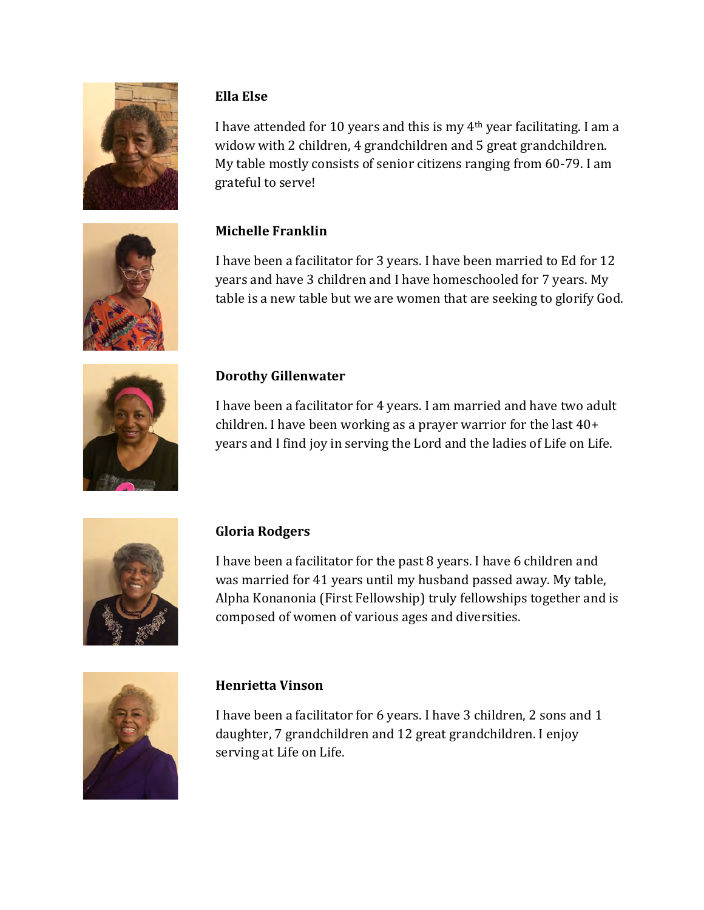**Ella Else**

I have attended for 10 years and this is my 4th year facilitating. I am a widow with 2 children, 4 grandchildren and 5 great grandchildren. My table mostly consists of senior citizens ranging from 60-79. I am grateful to serve!

**Michelle Franklin**

I have been a facilitator for 3 years. I have been married to Ed for 12 years and have 3 children and I have homeschooled for 7 years. My table is a new table but we are women that are seeking to glorify God.

**Dorothy Gillenwater**

I have been a facilitator for 4 years. I am married and have two adult children. I have been working as a prayer warrior for the last 40+ years and I find joy in serving the Lord and the ladies of Life on Life.

**Gloria Rodgers**

I have been a facilitator for the past 8 years. I have 6 children and was married for 41 years until my husband passed away. My table, Alpha Konanonia (First Fellowship) truly fellowships together and is composed of women of various ages and diversities.

**Henrietta Vinson**

I have been a facilitator for 6 years. I have 3 children, 2 sons and 1 daughter, 7 grandchildren and 12 great grandchildren. I enjoy serving at Life on Life.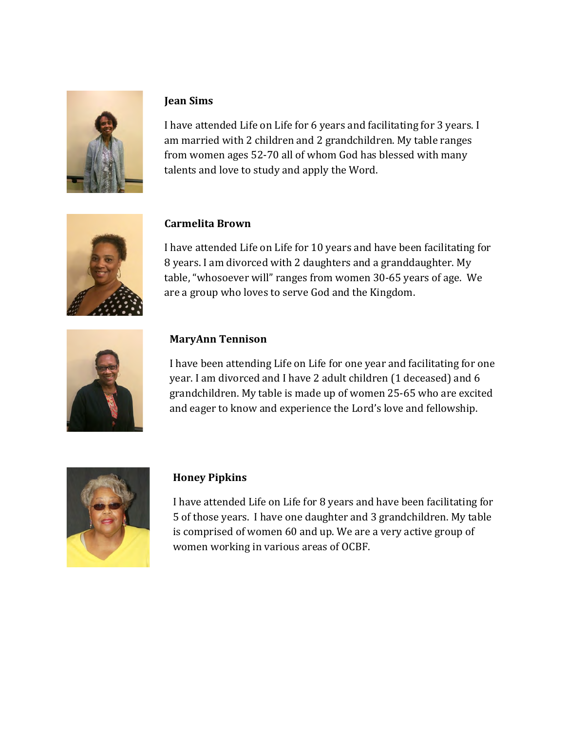**Jean Sims**

I have attended Life on Life for 6 years and facilitating for 3 years. I am married with 2 children and 2 grandchildren. My table ranges from women ages 52-70 all of whom God has blessed with many talents and love to study and apply the Word.

**Carmelita Brown**

I have attended Life on Life for 10 years and have been facilitating for 8 years. I am divorced with 2 daughters and a granddaughter. My table, "whosoever will" ranges from women 30-65 years of age. We are a group who loves to serve God and the Kingdom.

**MaryAnn Tennison**

I have been attending Life on Life for one year and facilitating for one year. I am divorced and I have 2 adult children (1 deceased) and 6 grandchildren. My table is made up of women 25-65 who are excited and eager to know and experience the Lord's love and fellowship.

**Honey Pipkins**

I have attended Life on Life for 8 years and have been facilitating for 5 of those years. I have one daughter and 3 grandchildren. My table is comprised of women 60 and up. We are a very active group of women working in various areas of OCBF.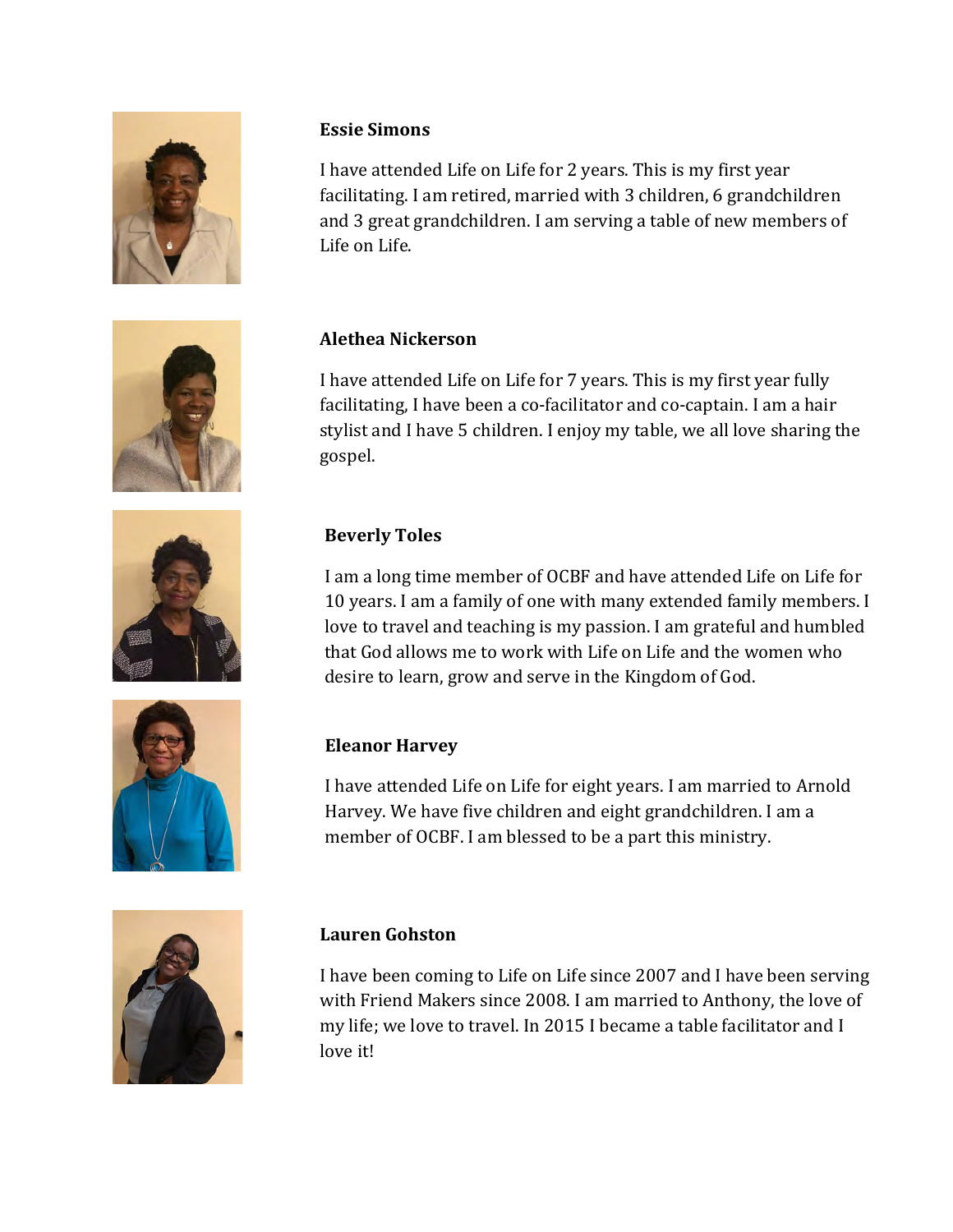**Essie Simons**

I have attended Life on Life for 2 years. This is my first year facilitating. I am retired, married with 3 children, 6 grandchildren and 3 great grandchildren. I am serving a table of new members of Life on Life.

**Alethea Nickerson**

I have attended Life on Life for 7 years. This is my first year fully facilitating, I have been a co-facilitator and co-captain. I am a hair stylist and I have 5 children. I enjoy my table, we all love sharing the gospel.

**Beverly Toles**

I am a long time member of OCBF and have attended Life on Life for 10 years. I am a family of one with many extended family members. I love to travel and teaching is my passion. I am grateful and humbled that God allows me to work with Life on Life and the women who desire to learn, grow and serve in the Kingdom of God.

**Eleanor Harvey**

I have attended Life on Life for eight years. I am married to Arnold Harvey. We have five children and eight grandchildren. I am a member of OCBF. I am blessed to be a part this ministry.

**Lauren Gohston**

I have been coming to Life on Life since 2007 and I have been serving with Friend Makers since 2008. I am married to Anthony, the love of my life; we love to travel. In 2015 I became a table facilitator and I love it!